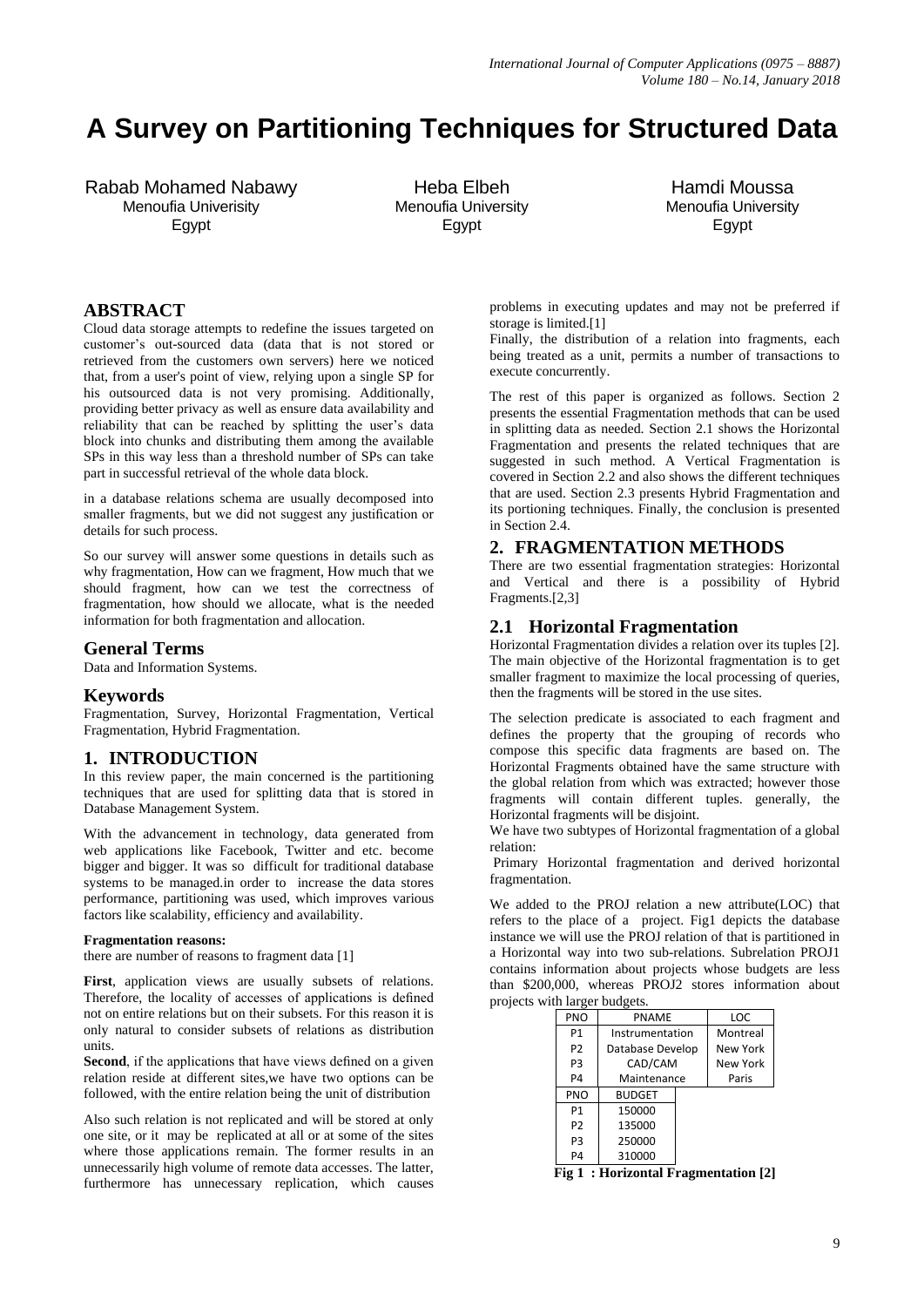# A Survey on Partitioning Techniques for Structured Data

Rabab Mohamed Nabawy
Menoufia Univerisity
Egypt

Heba Elbeh
Menoufia University
Egypt

Hamdi Moussa
Menoufia University
Egypt

## ABSTRACT

Cloud data storage attempts to redefine the issues targeted on customer's out-sourced data (data that is not stored or retrieved from the customers own servers) here we noticed that, from a user's point of view, relying upon a single SP for his outsourced data is not very promising. Additionally, providing better privacy as well as ensure data availability and reliability that can be reached by splitting the user's data block into chunks and distributing them among the available SPs in this way less than a threshold number of SPs can take part in successful retrieval of the whole data block.

in a database relations schema are usually decomposed into smaller fragments, but we did not suggest any justification or details for such process.

So our survey will answer some questions in details such as why fragmentation, How can we fragment, How much that we should fragment, how can we test the correctness of fragmentation, how should we allocate, what is the needed information for both fragmentation and allocation.

## General Terms

Data and Information Systems.

## Keywords

Fragmentation, Survey, Horizontal Fragmentation, Vertical Fragmentation, Hybrid Fragmentation.

## 1. INTRODUCTION

In this review paper, the main concerned is the partitioning techniques that are used for splitting data that is stored in Database Management System.

With the advancement in technology, data generated from web applications like Facebook, Twitter and etc. become bigger and bigger. It was so difficult for traditional database systems to be managed.in order to increase the data stores performance, partitioning was used, which improves various factors like scalability, efficiency and availability.

**Fragmentation reasons:**

there are number of reasons to fragment data [1]

**First**, application views are usually subsets of relations. Therefore, the locality of accesses of applications is defined not on entire relations but on their subsets. For this reason it is only natural to consider subsets of relations as distribution units.

**Second**, if the applications that have views defined on a given relation reside at different sites,we have two options can be followed, with the entire relation being the unit of distribution

Also such relation is not replicated and will be stored at only one site, or it may be replicated at all or at some of the sites where those applications remain. The former results in an unnecessarily high volume of remote data accesses. The latter, furthermore has unnecessary replication, which causes problems in executing updates and may not be preferred if storage is limited.[1]

Finally, the distribution of a relation into fragments, each being treated as a unit, permits a number of transactions to execute concurrently.

The rest of this paper is organized as follows. Section 2 presents the essential Fragmentation methods that can be used in splitting data as needed. Section 2.1 shows the Horizontal Fragmentation and presents the related techniques that are suggested in such method. A Vertical Fragmentation is covered in Section 2.2 and also shows the different techniques that are used. Section 2.3 presents Hybrid Fragmentation and its portioning techniques. Finally, the conclusion is presented in Section 2.4.

## 2. FRAGMENTATION METHODS

There are two essential fragmentation strategies: Horizontal and Vertical and there is a possibility of Hybrid Fragments.[2,3]

### 2.1 Horizontal Fragmentation

Horizontal Fragmentation divides a relation over its tuples [2]. The main objective of the Horizontal fragmentation is to get smaller fragment to maximize the local processing of queries, then the fragments will be stored in the use sites.

The selection predicate is associated to each fragment and defines the property that the grouping of records who compose this specific data fragments are based on. The Horizontal Fragments obtained have the same structure with the global relation from which was extracted; however those fragments will contain different tuples. generally, the Horizontal fragments will be disjoint.

We have two subtypes of Horizontal fragmentation of a global relation:

Primary Horizontal fragmentation and derived horizontal fragmentation.

We added to the PROJ relation a new attribute(LOC) that refers to the place of a project. Fig1 depicts the database instance we will use the PROJ relation of that is partitioned in a Horizontal way into two sub-relations. Subrelation PROJ1 contains information about projects whose budgets are less than $200,000, whereas PROJ2 stores information about projects with larger budgets.

| PNO | PNAME | LOC |
|---|---|---|
| P1 | Instrumentation | Montreal |
| P2 | Database Develop | New York |
| P3 | CAD/CAM | New York |
| P4 | Maintenance | Paris |

| PNO | BUDGET |
|---|---|
| P1 | 150000 |
| P2 | 135000 |
| P3 | 250000 |
| P4 | 310000 |

**Fig 1 : Horizontal Fragmentation [2]**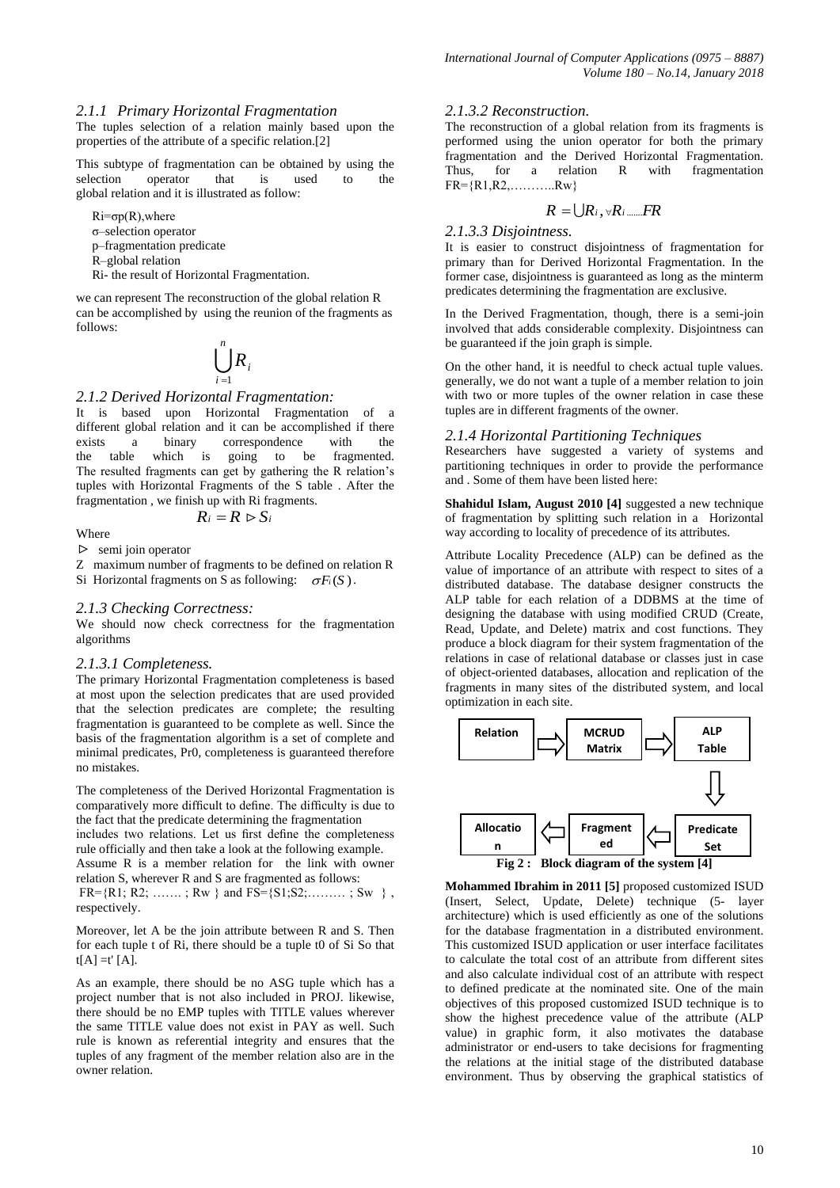### 2.1.1 Primary Horizontal Fragmentation

The tuples selection of a relation mainly based upon the properties of the attribute of a specific relation.[2]

This subtype of fragmentation can be obtained by using the selection operator that is used to the global relation and it is illustrated as follow:

$R_i = \sigma p(R)$, where
σ–selection operator
p–fragmentation predicate
R–global relation
Ri- the result of Horizontal Fragmentation.

we can represent The reconstruction of the global relation R can be accomplished by using the reunion of the fragments as follows:

$$\bigcup_{i=1}^{n} R_i$$

### 2.1.2 Derived Horizontal Fragmentation:

It is based upon Horizontal Fragmentation of a different global relation and it can be accomplished if there exists a binary correspondence with the the table which is going to be fragmented. The resulted fragments can get by gathering the R relation's tuples with Horizontal Fragments of the S table . After the fragmentation , we finish up with Ri fragments.

$$R_i = R \rhd S_i$$

Where

$\rhd$ semi join operator

Z maximum number of fragments to be defined on relation R

Si Horizontal fragments on S as following: $\sigma F_i(S)$.

### 2.1.3 Checking Correctness:

We should now check correctness for the fragmentation algorithms

#### 2.1.3.1 Completeness.

The primary Horizontal Fragmentation completeness is based at most upon the selection predicates that are used provided that the selection predicates are complete; the resulting fragmentation is guaranteed to be complete as well. Since the basis of the fragmentation algorithm is a set of complete and minimal predicates, Pr0, completeness is guaranteed therefore no mistakes.

The completeness of the Derived Horizontal Fragmentation is comparatively more difficult to define. The difficulty is due to the fact that the predicate determining the fragmentation includes two relations. Let us first define the completeness rule officially and then take a look at the following example. Assume R is a member relation for the link with owner relation S, wherever R and S are fragmented as follows:

FR={R1; R2; ……. ; Rw } and FS={S1;S2;……… ; Sw } , respectively.

Moreover, let A be the join attribute between R and S. Then for each tuple t of Ri, there should be a tuple t0 of Si So that t[A] =t' [A].

As an example, there should be no ASG tuple which has a project number that is not also included in PROJ. likewise, there should be no EMP tuples with TITLE values wherever the same TITLE value does not exist in PAY as well. Such rule is known as referential integrity and ensures that the tuples of any fragment of the member relation also are in the owner relation.

#### 2.1.3.2 Reconstruction.

The reconstruction of a global relation from its fragments is performed using the union operator for both the primary fragmentation and the Derived Horizontal Fragmentation. Thus, for a relation R with fragmentation FR={R1,R2,………..Rw}

$$R = \bigcup R_i, \forall R_i \ldots\ldots FR$$

#### 2.1.3.3 Disjointness.

It is easier to construct disjointness of fragmentation for primary than for Derived Horizontal Fragmentation. In the former case, disjointness is guaranteed as long as the minterm predicates determining the fragmentation are exclusive.

In the Derived Fragmentation, though, there is a semi-join involved that adds considerable complexity. Disjointness can be guaranteed if the join graph is simple.

On the other hand, it is needful to check actual tuple values. generally, we do not want a tuple of a member relation to join with two or more tuples of the owner relation in case these tuples are in different fragments of the owner.

### 2.1.4 Horizontal Partitioning Techniques

Researchers have suggested a variety of systems and partitioning techniques in order to provide the performance and . Some of them have been listed here:

**Shahidul Islam, August 2010 [4]** suggested a new technique of fragmentation by splitting such relation in a Horizontal way according to locality of precedence of its attributes.

Attribute Locality Precedence (ALP) can be defined as the value of importance of an attribute with respect to sites of a distributed database. The database designer constructs the ALP table for each relation of a DDBMS at the time of designing the database with using modified CRUD (Create, Read, Update, and Delete) matrix and cost functions. They produce a block diagram for their system fragmentation of the relations in case of relational database or classes just in case of object-oriented databases, allocation and replication of the fragments in many sites of the distributed system, and local optimization in each site.

Relation ⇒ MCRUD Matrix ⇒ ALP Table ⇒ Predicate Set ⇒ Fragmented ⇒ Allocation

**Fig 2 : Block diagram of the system [4]**

**Mohammed Ibrahim in 2011 [5]** proposed customized ISUD (Insert, Select, Update, Delete) technique (5- layer architecture) which is used efficiently as one of the solutions for the database fragmentation in a distributed environment. This customized ISUD application or user interface facilitates to calculate the total cost of an attribute from different sites and also calculate individual cost of an attribute with respect to defined predicate at the nominated site. One of the main objectives of this proposed customized ISUD technique is to show the highest precedence value of the attribute (ALP value) in graphic form, it also motivates the database administrator or end-users to take decisions for fragmenting the relations at the initial stage of the distributed database environment. Thus by observing the graphical statistics of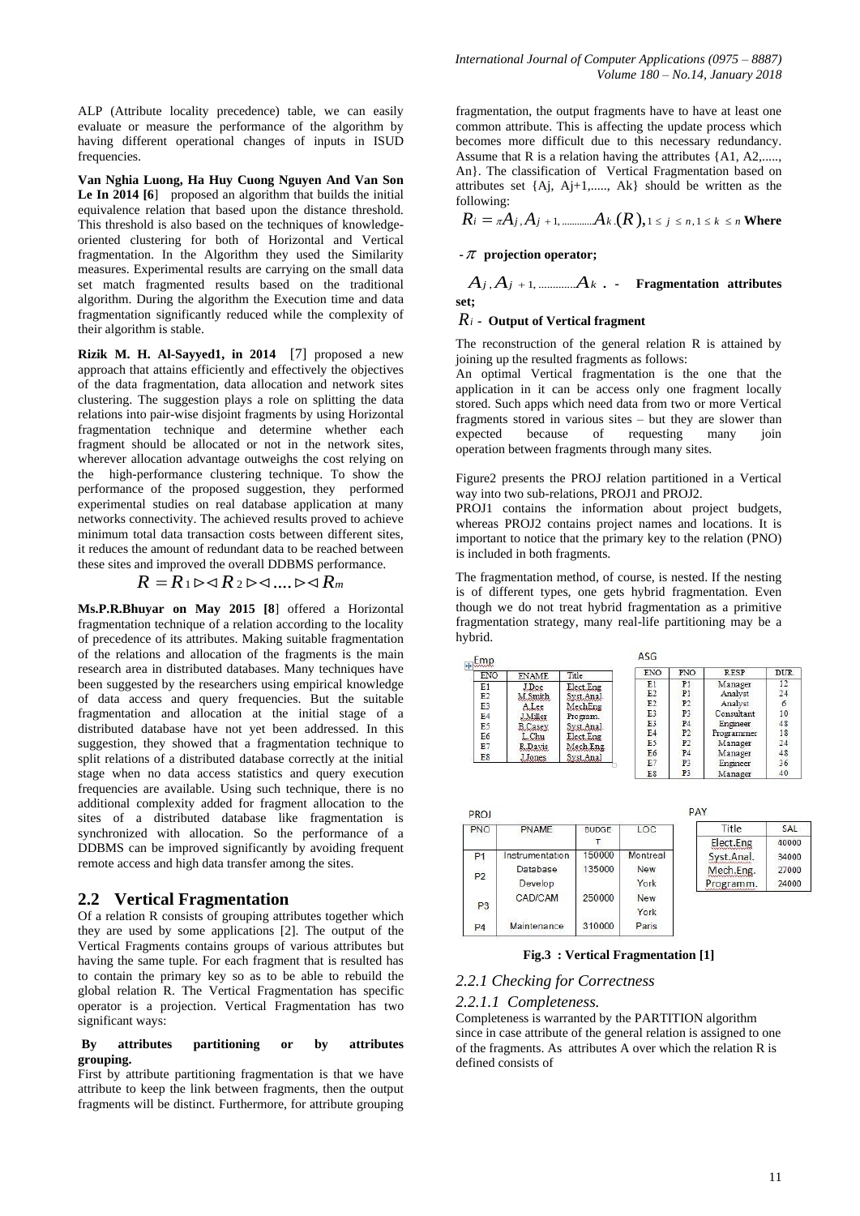ALP (Attribute locality precedence) table, we can easily evaluate or measure the performance of the algorithm by having different operational changes of inputs in ISUD frequencies.

**Van Nghia Luong, Ha Huy Cuong Nguyen And Van Son Le In 2014 [6]** proposed an algorithm that builds the initial equivalence relation that based upon the distance threshold. This threshold is also based on the techniques of knowledge-oriented clustering for both of Horizontal and Vertical fragmentation. In the Algorithm they used the Similarity measures. Experimental results are carrying on the small data set match fragmented results based on the traditional algorithm. During the algorithm the Execution time and data fragmentation significantly reduced while the complexity of their algorithm is stable.

**Rizik M. H. Al-Sayyed1, in 2014** [7] proposed a new approach that attains efficiently and effectively the objectives of the data fragmentation, data allocation and network sites clustering. The suggestion plays a role on splitting the data relations into pair-wise disjoint fragments by using Horizontal fragmentation technique and determine whether each fragment should be allocated or not in the network sites, wherever allocation advantage outweighs the cost relying on the high-performance clustering technique. To show the performance of the proposed suggestion, they performed experimental studies on real database application at many networks connectivity. The achieved results proved to achieve minimum total data transaction costs between different sites, it reduces the amount of redundant data to be reached between these sites and improved the overall DDBMS performance.

**Ms.P.R.Bhuyar on May 2015 [8]** offered a Horizontal fragmentation technique of a relation according to the locality of precedence of its attributes. Making suitable fragmentation of the relations and allocation of the fragments is the main research area in distributed databases. Many techniques have been suggested by the researchers using empirical knowledge of data access and query frequencies. But the suitable fragmentation and allocation at the initial stage of a distributed database have not yet been addressed. In this suggestion, they showed that a fragmentation technique to split relations of a distributed database correctly at the initial stage when no data access statistics and query execution frequencies are available. Using such technique, there is no additional complexity added for fragment allocation to the sites of a distributed database like fragmentation is synchronized with allocation. So the performance of a DDBMS can be improved significantly by avoiding frequent remote access and high data transfer among the sites.

## 2.2 Vertical Fragmentation

Of a relation R consists of grouping attributes together which they are used by some applications [2]. The output of the Vertical Fragments contains groups of various attributes but having the same tuple. For each fragment that is resulted has to contain the primary key so as to be able to rebuild the global relation R. The Vertical Fragmentation has specific operator is a projection. Vertical Fragmentation has two significant ways:

**By attributes partitioning or by attributes grouping.**

First by attribute partitioning fragmentation is that we have attribute to keep the link between fragments, then the output fragments will be distinct. Furthermore, for attribute grouping fragmentation, the output fragments have to have at least one common attribute. This is affecting the update process which becomes more difficult due to this necessary redundancy. Assume that R is a relation having the attributes {A1, A2,....., An}. The classification of Vertical Fragmentation based on attributes set {Aj, Aj+1,....., Ak} should be written as the following:

$$R_i = \pi_{A_j, A_{j+1}, \ldots\ldots\ldots A_k}(R), \quad 1 \le j \le n, 1 \le k \le n$$ **Where**

- $\pi$ **projection operator;**

$A_j, A_{j+1}, \ldots\ldots\ldots A_k$ **. - Fragmentation attributes set;**

$R_i$ **- Output of Vertical fragment**

The reconstruction of the general relation R is attained by joining up the resulted fragments as follows:

$$R = R_1 \rhd\lhd R_2 \rhd\lhd \ldots. \rhd\lhd R_m$$

An optimal Vertical fragmentation is the one that the application in it can be access only one fragment locally stored. Such apps which need data from two or more Vertical fragments stored in various sites – but they are slower than expected because of requesting many join operation between fragments through many sites.

Figure2 presents the PROJ relation partitioned in a Vertical way into two sub-relations, PROJ1 and PROJ2.

PROJ1 contains the information about project budgets, whereas PROJ2 contains project names and locations. It is important to notice that the primary key to the relation (PNO) is included in both fragments.

The fragmentation method, of course, is nested. If the nesting is of different types, one gets hybrid fragmentation. Even though we do not treat hybrid fragmentation as a primitive fragmentation strategy, many real-life partitioning may be a hybrid.

Emp

| ENO | ENAME | Title |
|---|---|---|
| E1 | J.Doe | Elect.Eng |
| E2 | M.Smith | Syst.Anal. |
| E3 | A.Lee | MechEng |
| E4 | J.Miller | Program. |
| E5 | B.Casey | Syst.Anal. |
| E6 | L.Chu | Elect.Eng |
| E7 | R.Davis | Mech.Eng |
| E8 | J.Jones | Syst.Anal |

ASG

| ENO | PNO | RESP | DUR |
|---|---|---|---|
| E1 | P1 | Manager | 12 |
| E2 | P1 | Analyst | 24 |
| E2 | P2 | Analyst | 6 |
| E3 | P3 | Consultant | 10 |
| E3 | P4 | Engineer | 48 |
| E4 | P2 | Programmer | 18 |
| E5 | P2 | Manager | 24 |
| E6 | P4 | Manager | 48 |
| E7 | P3 | Engineer | 36 |
| E8 | P3 | Manager | 40 |

PROJ

| PNO | PNAME | BUDGET | LOC |
|---|---|---|---|
| P1 | Instrumentation | 150000 | Montreal |
| P2 | Database Develop | 135000 | New York |
| P3 | CAD/CAM | 250000 | New York |
| P4 | Maintenance | 310000 | Paris |

PAY

| Title | SAL |
|---|---|
| Elect.Eng | 40000 |
| Syst.Anal. | 34000 |
| Mech.Eng. | 27000 |
| Programm. | 24000 |

**Fig.3 : Vertical Fragmentation [1]**

### *2.2.1 Checking for Correctness*

#### *2.2.1.1 Completeness.*

Completeness is warranted by the PARTITION algorithm since in case attribute of the general relation is assigned to one of the fragments. As attributes A over which the relation R is defined consists of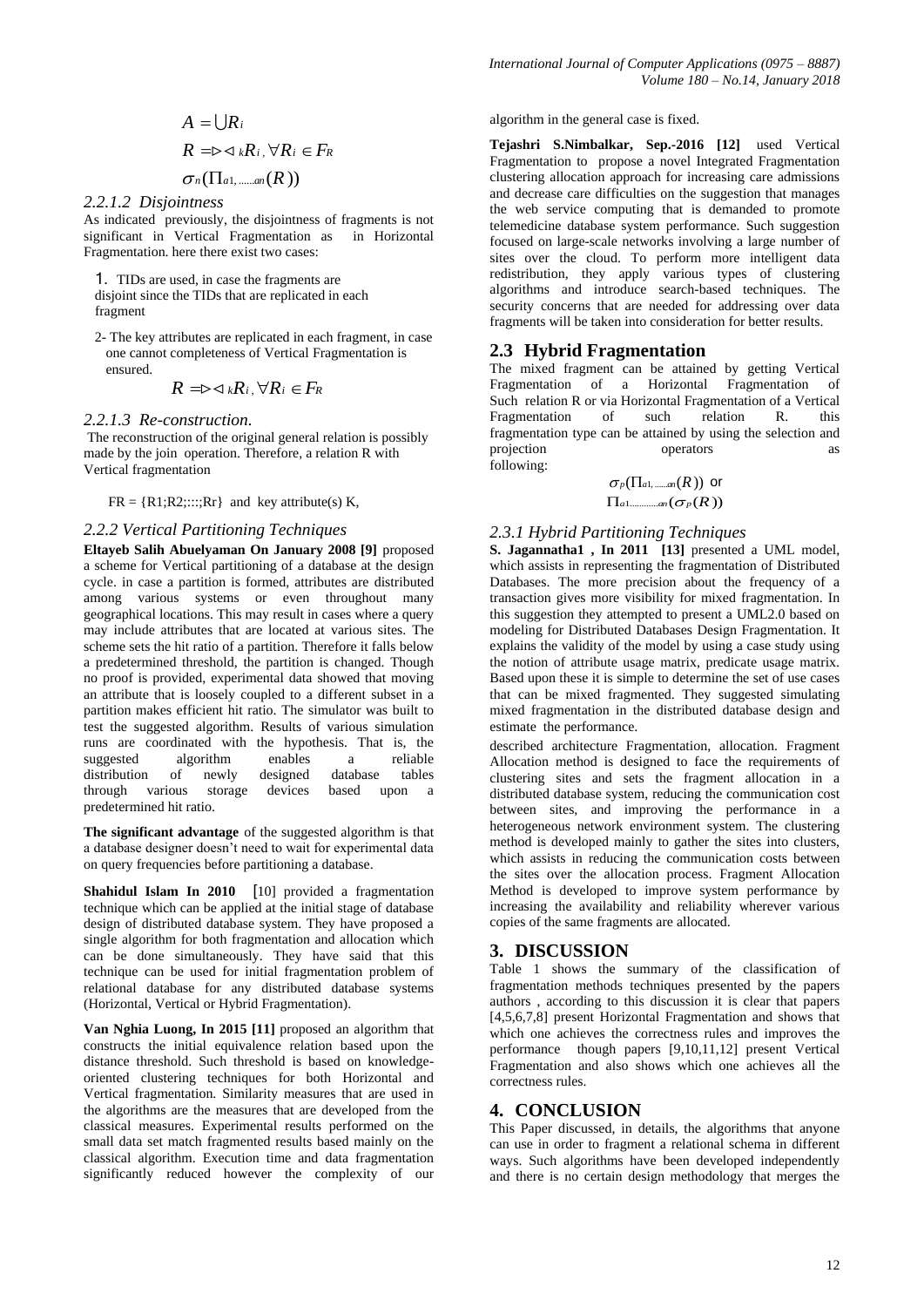$$A = \bigcup R_i$$

$$R = \rhd\lhd_k R_i, \forall R_i \in F_R$$

$$\sigma_n(\Pi_{a1,......an}(R))$$

### *2.2.1.2 Disjointness*

As indicated previously, the disjointness of fragments is not significant in Vertical Fragmentation as in Horizontal Fragmentation. here there exist two cases:

1. TIDs are used, in case the fragments are disjoint since the TIDs that are replicated in each fragment

2- The key attributes are replicated in each fragment, in case one cannot completeness of Vertical Fragmentation is ensured.

$$R = \rhd\lhd_k R_i, \forall R_i \in F_R$$

### *2.2.1.3 Re-construction.*

The reconstruction of the original general relation is possibly made by the join operation. Therefore, a relation R with Vertical fragmentation

FR = {R1;R2;::::;Rr} and key attribute(s) K,

### *2.2.2 Vertical Partitioning Techniques*

**Eltayeb Salih Abuelyaman On January 2008 [9]** proposed a scheme for Vertical partitioning of a database at the design cycle. in case a partition is formed, attributes are distributed among various systems or even throughout many geographical locations. This may result in cases where a query may include attributes that are located at various sites. The scheme sets the hit ratio of a partition. Therefore it falls below a predetermined threshold, the partition is changed. Though no proof is provided, experimental data showed that moving an attribute that is loosely coupled to a different subset in a partition makes efficient hit ratio. The simulator was built to test the suggested algorithm. Results of various simulation runs are coordinated with the hypothesis. That is, the suggested algorithm enables a reliable distribution of newly designed database tables through various storage devices based upon a predetermined hit ratio.

**The significant advantage** of the suggested algorithm is that a database designer doesn't need to wait for experimental data on query frequencies before partitioning a database.

**Shahidul Islam In 2010** [10] provided a fragmentation technique which can be applied at the initial stage of database design of distributed database system. They have proposed a single algorithm for both fragmentation and allocation which can be done simultaneously. They have said that this technique can be used for initial fragmentation problem of relational database for any distributed database systems (Horizontal, Vertical or Hybrid Fragmentation).

**Van Nghia Luong, In 2015 [11]** proposed an algorithm that constructs the initial equivalence relation based upon the distance threshold. Such threshold is based on knowledge-oriented clustering techniques for both Horizontal and Vertical fragmentation. Similarity measures that are used in the algorithms are the measures that are developed from the classical measures. Experimental results performed on the small data set match fragmented results based mainly on the classical algorithm. Execution time and data fragmentation significantly reduced however the complexity of our algorithm in the general case is fixed.

**Tejashri S.Nimbalkar, Sep.-2016 [12]** used Vertical Fragmentation to propose a novel Integrated Fragmentation clustering allocation approach for increasing care admissions and decrease care difficulties on the suggestion that manages the web service computing that is demanded to promote telemedicine database system performance. Such suggestion focused on large-scale networks involving a large number of sites over the cloud. To perform more intelligent data redistribution, they apply various types of clustering algorithms and introduce search-based techniques. The security concerns that are needed for addressing over data fragments will be taken into consideration for better results.

## 2.3 Hybrid Fragmentation

The mixed fragment can be attained by getting Vertical Fragmentation of a Horizontal Fragmentation of Such relation R or via Horizontal Fragmentation of a Vertical Fragmentation of such relation R. this fragmentation type can be attained by using the selection and projection operators as following:

$$\sigma_P(\Pi_{a1,......an}(R)) \text{ or}$$
$$\Pi_{a1............an}(\sigma_P(R))$$

### *2.3.1 Hybrid Partitioning Techniques*

**S. Jagannatha1 , In 2011 [13]** presented a UML model, which assists in representing the fragmentation of Distributed Databases. The more precision about the frequency of a transaction gives more visibility for mixed fragmentation. In this suggestion they attempted to present a UML2.0 based on modeling for Distributed Databases Design Fragmentation. It explains the validity of the model by using a case study using the notion of attribute usage matrix, predicate usage matrix. Based upon these it is simple to determine the set of use cases that can be mixed fragmented. They suggested simulating mixed fragmentation in the distributed database design and estimate the performance.

described architecture Fragmentation, allocation. Fragment Allocation method is designed to face the requirements of clustering sites and sets the fragment allocation in a distributed database system, reducing the communication cost between sites, and improving the performance in a heterogeneous network environment system. The clustering method is developed mainly to gather the sites into clusters, which assists in reducing the communication costs between the sites over the allocation process. Fragment Allocation Method is developed to improve system performance by increasing the availability and reliability wherever various copies of the same fragments are allocated.

# 3. DISCUSSION

Table 1 shows the summary of the classification of fragmentation methods techniques presented by the papers authors , according to this discussion it is clear that papers [4,5,6,7,8] present Horizontal Fragmentation and shows that which one achieves the correctness rules and improves the performance though papers [9,10,11,12] present Vertical Fragmentation and also shows which one achieves all the correctness rules.

# 4. CONCLUSION

This Paper discussed, in details, the algorithms that anyone can use in order to fragment a relational schema in different ways. Such algorithms have been developed independently and there is no certain design methodology that merges the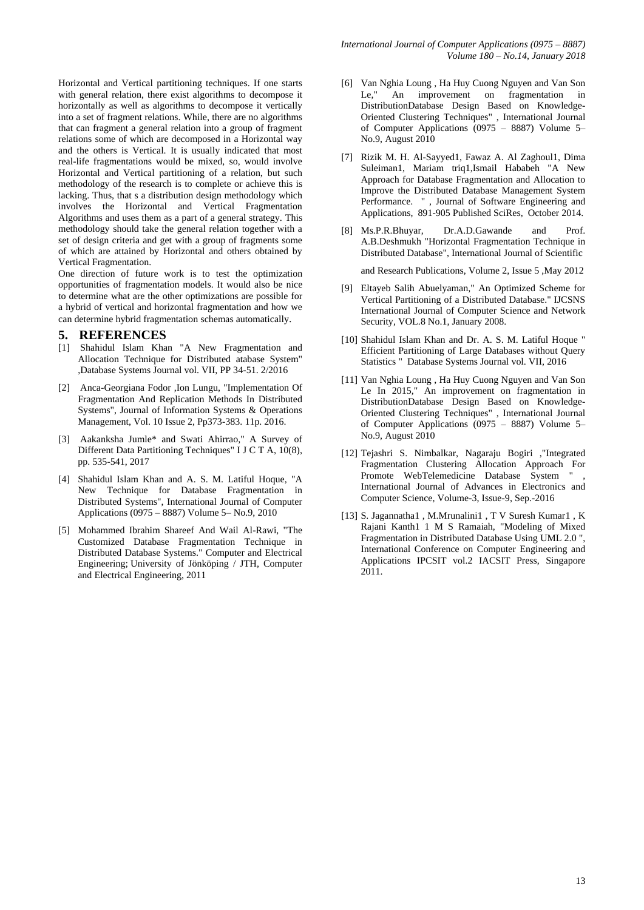Horizontal and Vertical partitioning techniques. If one starts with general relation, there exist algorithms to decompose it horizontally as well as algorithms to decompose it vertically into a set of fragment relations. While, there are no algorithms that can fragment a general relation into a group of fragment relations some of which are decomposed in a Horizontal way and the others is Vertical. It is usually indicated that most real-life fragmentations would be mixed, so, would involve Horizontal and Vertical partitioning of a relation, but such methodology of the research is to complete or achieve this is lacking. Thus, that s a distribution design methodology which involves the Horizontal and Vertical Fragmentation Algorithms and uses them as a part of a general strategy. This methodology should take the general relation together with a set of design criteria and get with a group of fragments some of which are attained by Horizontal and others obtained by Vertical Fragmentation.

One direction of future work is to test the optimization opportunities of fragmentation models. It would also be nice to determine what are the other optimizations are possible for a hybrid of vertical and horizontal fragmentation and how we can determine hybrid fragmentation schemas automatically.

## 5. REFERENCES

[1] Shahidul Islam Khan "A New Fragmentation and Allocation Technique for Distributed atabase System" ,Database Systems Journal vol. VII, PP 34-51. 2/2016

[2] Anca-Georgiana Fodor ,Ion Lungu, "Implementation Of Fragmentation And Replication Methods In Distributed Systems", Journal of Information Systems & Operations Management, Vol. 10 Issue 2, Pp373-383. 11p. 2016.

[3] Aakanksha Jumle* and Swati Ahirrao," A Survey of Different Data Partitioning Techniques" I J C T A, 10(8), pp. 535-541, 2017

[4] Shahidul Islam Khan and A. S. M. Latiful Hoque, "A New Technique for Database Fragmentation in Distributed Systems", International Journal of Computer Applications (0975 – 8887) Volume 5– No.9, 2010

[5] Mohammed Ibrahim Shareef And Wail Al-Rawi, "The Customized Database Fragmentation Technique in Distributed Database Systems." Computer and Electrical Engineering; University of Jönköping / JTH, Computer and Electrical Engineering, 2011

[6] Van Nghia Loung , Ha Huy Cuong Nguyen and Van Son Le," An improvement on fragmentation in DistributionDatabase Design Based on Knowledge-Oriented Clustering Techniques" , International Journal of Computer Applications (0975 – 8887) Volume 5– No.9, August 2010

[7] Rizik M. H. Al-Sayyed1, Fawaz A. Al Zaghoul1, Dima Suleiman1, Mariam triq1,Ismail Hababeh "A New Approach for Database Fragmentation and Allocation to Improve the Distributed Database Management System Performance. " , Journal of Software Engineering and Applications, 891-905 Published SciRes, October 2014.

[8] Ms.P.R.Bhuyar, Dr.A.D.Gawande and Prof. A.B.Deshmukh "Horizontal Fragmentation Technique in Distributed Database", International Journal of Scientific and Research Publications, Volume 2, Issue 5 ,May 2012

[9] Eltayeb Salih Abuelyaman," An Optimized Scheme for Vertical Partitioning of a Distributed Database." IJCSNS International Journal of Computer Science and Network Security, VOL.8 No.1, January 2008.

[10] Shahidul Islam Khan and Dr. A. S. M. Latiful Hoque " Efficient Partitioning of Large Databases without Query Statistics " Database Systems Journal vol. VII, 2016

[11] Van Nghia Loung , Ha Huy Cuong Nguyen and Van Son Le In 2015," An improvement on fragmentation in DistributionDatabase Design Based on Knowledge-Oriented Clustering Techniques" , International Journal of Computer Applications (0975 – 8887) Volume 5– No.9, August 2010

[12] Tejashri S. Nimbalkar, Nagaraju Bogiri ,"Integrated Fragmentation Clustering Allocation Approach For Promote WebTelemedicine Database System " , International Journal of Advances in Electronics and Computer Science, Volume-3, Issue-9, Sep.-2016

[13] S. Jagannatha1 , M.Mrunalini1 , T V Suresh Kumar1 , K Rajani Kanth1 1 M S Ramaiah, "Modeling of Mixed Fragmentation in Distributed Database Using UML 2.0 ", International Conference on Computer Engineering and Applications IPCSIT vol.2 IACSIT Press, Singapore 2011.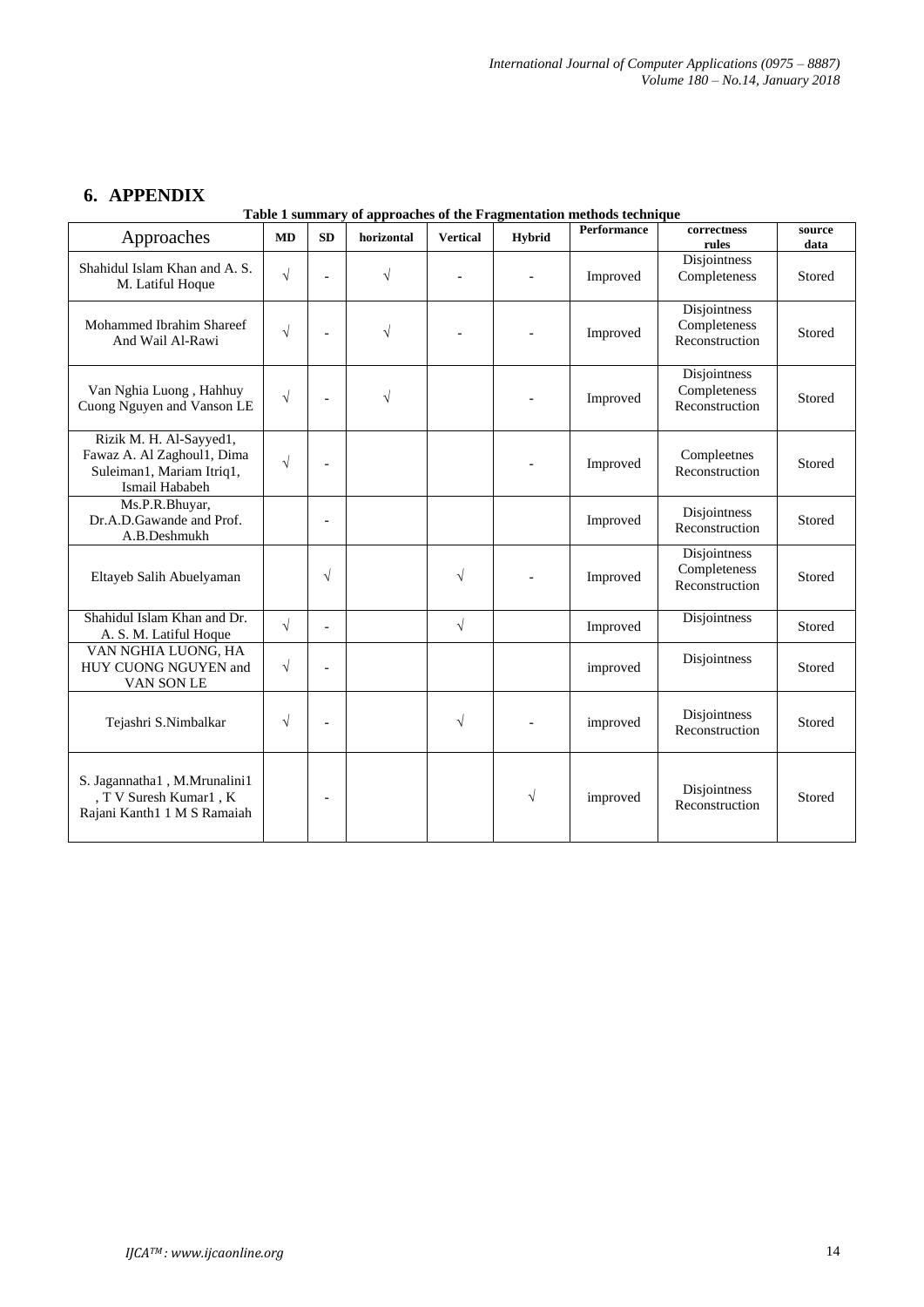## 6. APPENDIX

**Table 1 summary of approaches of the Fragmentation methods technique**

| Approaches | MD | SD | horizontal | Vertical | Hybrid | Performance | correctness rules | source data |
|---|---|---|---|---|---|---|---|---|
| Shahidul Islam Khan and A. S. M. Latiful Hoque | √ | - | √ | - | - | Improved | Disjointness Completeness | Stored |
| Mohammed Ibrahim Shareef And Wail Al-Rawi | √ | - | √ | - | - | Improved | Disjointness Completeness Reconstruction | Stored |
| Van Nghia Luong , Hahhuy Cuong Nguyen and Vanson LE | √ | - | √ | | - | Improved | Disjointness Completeness Reconstruction | Stored |
| Rizik M. H. Al-Sayyed1, Fawaz A. Al Zaghoul1, Dima Suleiman1, Mariam Itriq1, Ismail Hababeh | √ | - | | | - | Improved | Compleetnes Reconstruction | Stored |
| Ms.P.R.Bhuyar, Dr.A.D.Gawande and Prof. A.B.Deshmukh | | - | | | | Improved | Disjointness Reconstruction | Stored |
| Eltayeb Salih Abuelyaman | | √ | | √ | - | Improved | Disjointness Completeness Reconstruction | Stored |
| Shahidul Islam Khan and Dr. A. S. M. Latiful Hoque | √ | - | | √ | | Improved | Disjointness | Stored |
| VAN NGHIA LUONG, HA HUY CUONG NGUYEN and VAN SON LE | √ | - | | | | improved | Disjointness | Stored |
| Tejashri S.Nimbalkar | √ | - | | √ | - | improved | Disjointness Reconstruction | Stored |
| S. Jagannatha1 , M.Mrunalini1 , T V Suresh Kumar1 , K Rajani Kanth1 1 M S Ramaiah | | - | | | √ | improved | Disjointness Reconstruction | Stored |